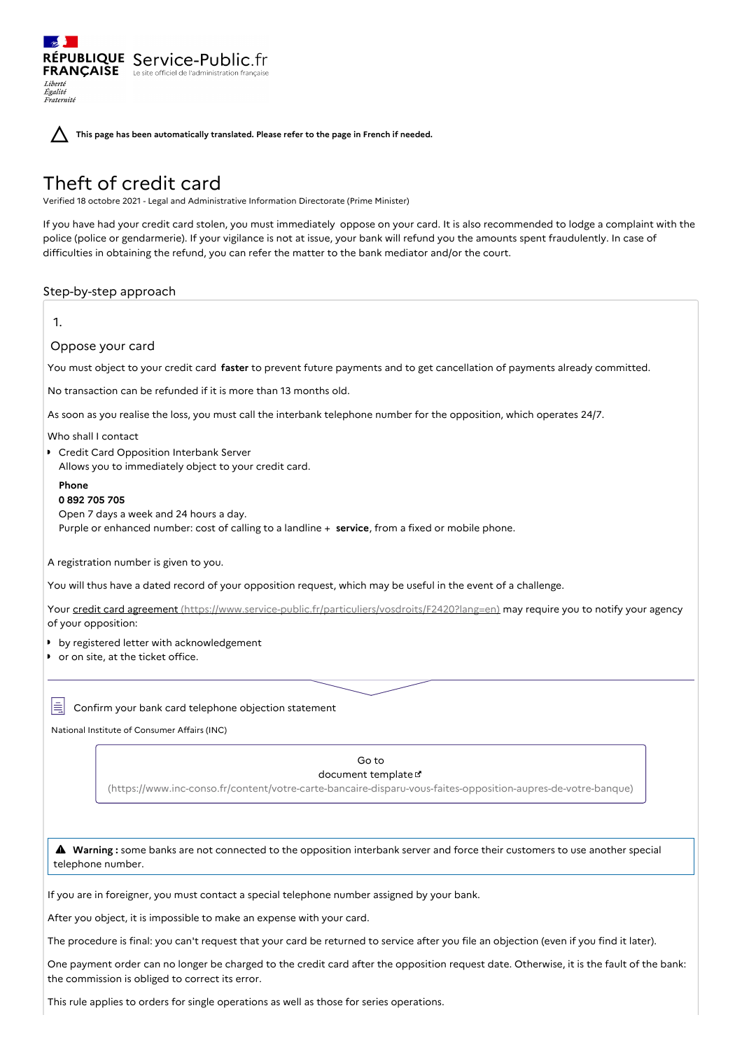RÉPUBLIQUE FRANÇAISE Service-Public.fr
Le site officiel de l'administration française

*Liberté Égalité Fraternité*

This page has been automatically translated. Please refer to the page in French if needed.

# Theft of credit card

Verified 18 octobre 2021 - Legal and Administrative Information Directorate (Prime Minister)

If you have had your credit card stolen, you must immediately oppose on your card. It is also recommended to lodge a complaint with the police (police or gendarmerie). If your vigilance is not at issue, your bank will refund you the amounts spent fraudulently. In case of difficulties in obtaining the refund, you can refer the matter to the bank mediator and/or the court.

## Step-by-step approach

1.

### Oppose your card

You must object to your credit card **faster** to prevent future payments and to get cancellation of payments already committed.

No transaction can be refunded if it is more than 13 months old.

As soon as you realise the loss, you must call the interbank telephone number for the opposition, which operates 24/7.

Who shall I contact

- Credit Card Opposition Interbank Server
  Allows you to immediately object to your credit card.

  **Phone**
  **0 892 705 705**
  Open 7 days a week and 24 hours a day.
  Purple or enhanced number: cost of calling to a landline + **service**, from a fixed or mobile phone.

A registration number is given to you.

You will thus have a dated record of your opposition request, which may be useful in the event of a challenge.

Your credit card agreement (https://www.service-public.fr/particuliers/vosdroits/F2420?lang=en) may require you to notify your agency of your opposition:

- by registered letter with acknowledgement
- or on site, at the ticket office.

Confirm your bank card telephone objection statement

National Institute of Consumer Affairs (INC)

Go to document template (https://www.inc-conso.fr/content/votre-carte-bancaire-disparu-vous-faites-opposition-aupres-de-votre-banque)

**Warning :** some banks are not connected to the opposition interbank server and force their customers to use another special telephone number.

If you are in foreigner, you must contact a special telephone number assigned by your bank.

After you object, it is impossible to make an expense with your card.

The procedure is final: you can't request that your card be returned to service after you file an objection (even if you find it later).

One payment order can no longer be charged to the credit card after the opposition request date. Otherwise, it is the fault of the bank: the commission is obliged to correct its error.

This rule applies to orders for single operations as well as those for series operations.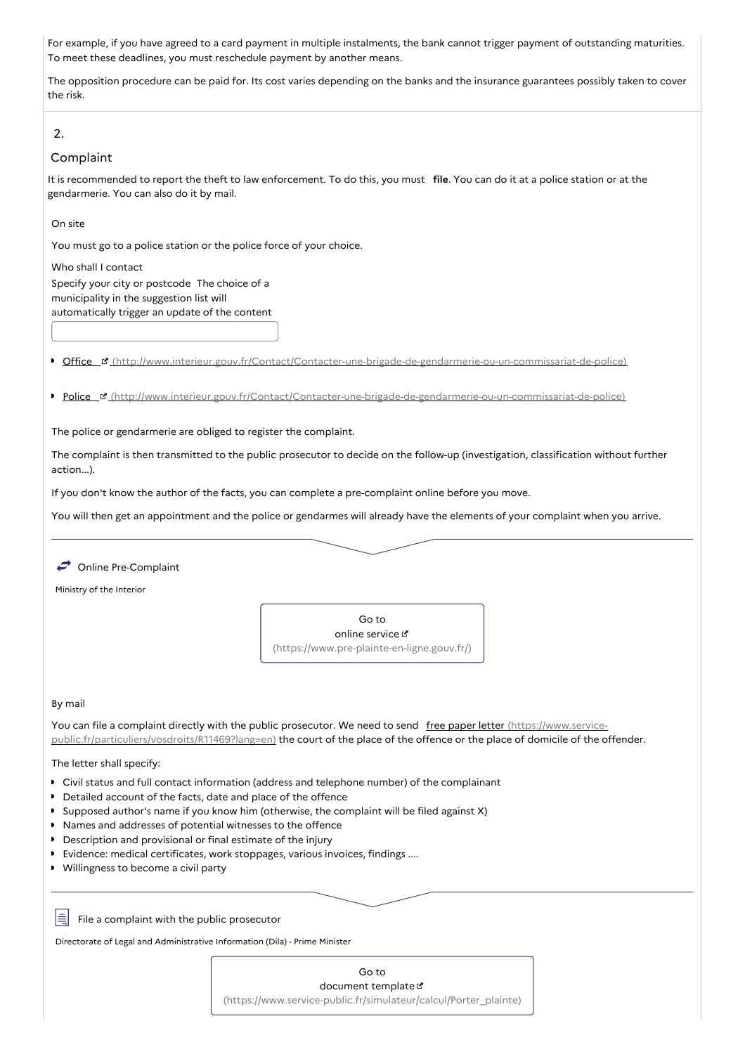For example, if you have agreed to a card payment in multiple instalments, the bank cannot trigger payment of outstanding maturities. To meet these deadlines, you must reschedule payment by another means.

The opposition procedure can be paid for. Its cost varies depending on the banks and the insurance guarantees possibly taken to cover the risk.

2.

## Complaint

It is recommended to report the theft to law enforcement. To do this, you must **file**. You can do it at a police station or at the gendarmerie. You can also do it by mail.

### On site

You must go to a police station or the police force of your choice.

Who shall I contact

Specify your city or postcode The choice of a municipality in the suggestion list will automatically trigger an update of the content

- [Office](http://www.interieur.gouv.fr/Contact/Contacter-une-brigade-de-gendarmerie-ou-un-commissariat-de-police) (http://www.interieur.gouv.fr/Contact/Contacter-une-brigade-de-gendarmerie-ou-un-commissariat-de-police)
- [Police](http://www.interieur.gouv.fr/Contact/Contacter-une-brigade-de-gendarmerie-ou-un-commissariat-de-police) (http://www.interieur.gouv.fr/Contact/Contacter-une-brigade-de-gendarmerie-ou-un-commissariat-de-police)

The police or gendarmerie are obliged to register the complaint.

The complaint is then transmitted to the public prosecutor to decide on the follow-up (investigation, classification without further action...).

If you don't know the author of the facts, you can complete a pre-complaint online before you move.

You will then get an appointment and the police or gendarmes will already have the elements of your complaint when you arrive.

Online Pre-Complaint

Ministry of the Interior

Go to online service (https://www.pre-plainte-en-ligne.gouv.fr/)

### By mail

You can file a complaint directly with the public prosecutor. We need to send [free paper letter](https://www.service-public.fr/particuliers/vosdroits/R11469?lang=en) (https://www.service-public.fr/particuliers/vosdroits/R11469?lang=en) the court of the place of the offence or the place of domicile of the offender.

The letter shall specify:

- Civil status and full contact information (address and telephone number) of the complainant
- Detailed account of the facts, date and place of the offence
- Supposed author's name if you know him (otherwise, the complaint will be filed against X)
- Names and addresses of potential witnesses to the offence
- Description and provisional or final estimate of the injury
- Evidence: medical certificates, work stoppages, various invoices, findings ....
- Willingness to become a civil party

File a complaint with the public prosecutor

Directorate of Legal and Administrative Information (Dila) - Prime Minister

Go to document template (https://www.service-public.fr/simulateur/calcul/Porter_plainte)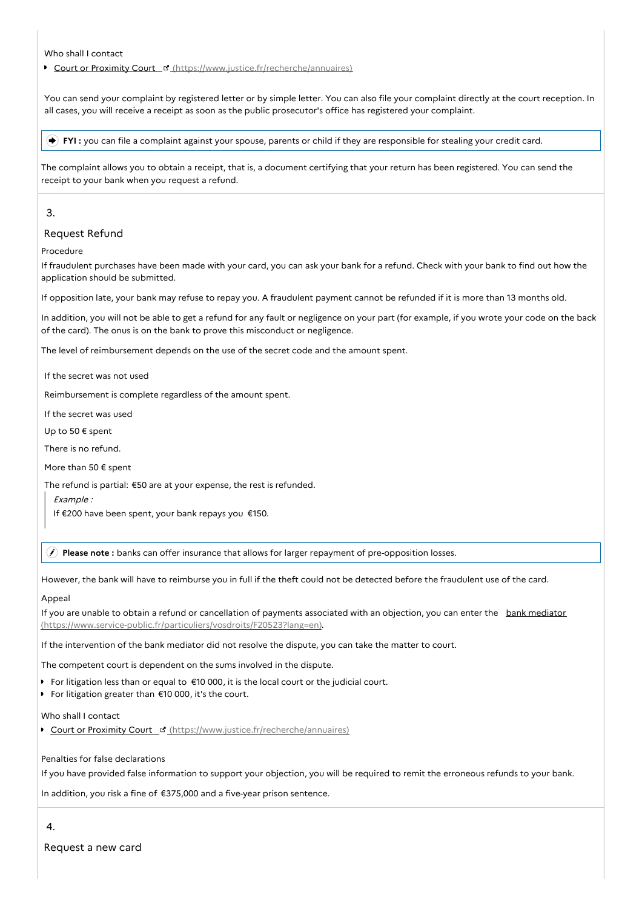Who shall I contact

- [Court or Proximity Court (https://www.justice.fr/recherche/annuaires)](https://www.justice.fr/recherche/annuaires)

You can send your complaint by registered letter or by simple letter. You can also file your complaint directly at the court reception. In all cases, you will receive a receipt as soon as the public prosecutor's office has registered your complaint.

> **FYI :** you can file a complaint against your spouse, parents or child if they are responsible for stealing your credit card.

The complaint allows you to obtain a receipt, that is, a document certifying that your return has been registered. You can send the receipt to your bank when you request a refund.

## 3.

## Request Refund

Procedure

If fraudulent purchases have been made with your card, you can ask your bank for a refund. Check with your bank to find out how the application should be submitted.

If opposition late, your bank may refuse to repay you. A fraudulent payment cannot be refunded if it is more than 13 months old.

In addition, you will not be able to get a refund for any fault or negligence on your part (for example, if you wrote your code on the back of the card). The onus is on the bank to prove this misconduct or negligence.

The level of reimbursement depends on the use of the secret code and the amount spent.

If the secret was not used

Reimbursement is complete regardless of the amount spent.

If the secret was used

Up to 50 € spent

There is no refund.

More than 50 € spent

The refund is partial: €50 are at your expense, the rest is refunded.

> *Example :*
>
> If €200 have been spent, your bank repays you €150.

> **Please note :** banks can offer insurance that allows for larger repayment of pre-opposition losses.

However, the bank will have to reimburse you in full if the theft could not be detected before the fraudulent use of the card.

Appeal

If you are unable to obtain a refund or cancellation of payments associated with an objection, you can enter the [bank mediator (https://www.service-public.fr/particuliers/vosdroits/F20523?lang=en)](https://www.service-public.fr/particuliers/vosdroits/F20523?lang=en).

If the intervention of the bank mediator did not resolve the dispute, you can take the matter to court.

The competent court is dependent on the sums involved in the dispute.

- For litigation less than or equal to €10 000, it is the local court or the judicial court.
- For litigation greater than €10 000, it's the court.

Who shall I contact

- [Court or Proximity Court (https://www.justice.fr/recherche/annuaires)](https://www.justice.fr/recherche/annuaires)

Penalties for false declarations

If you have provided false information to support your objection, you will be required to remit the erroneous refunds to your bank.

In addition, you risk a fine of €375,000 and a five-year prison sentence.

## 4.

## Request a new card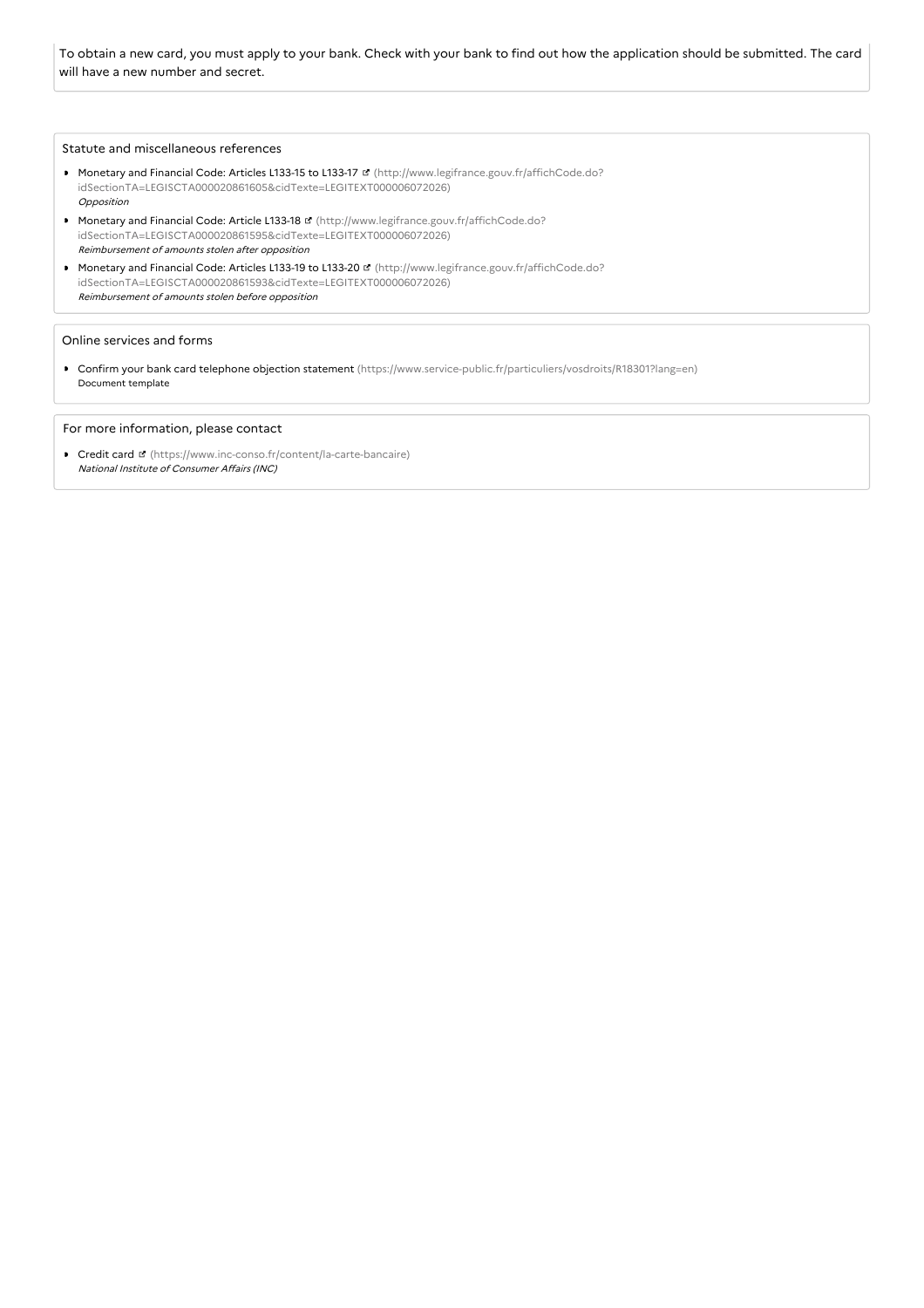To obtain a new card, you must apply to your bank. Check with your bank to find out how the application should be submitted. The card will have a new number and secret.

## Statute and miscellaneous references

- Monetary and Financial Code: Articles L133-15 to L133-17 (http://www.legifrance.gouv.fr/affichCode.do?idSectionTA=LEGISCTA000020861605&cidTexte=LEGITEXT000006072026)
  *Opposition*
- Monetary and Financial Code: Article L133-18 (http://www.legifrance.gouv.fr/affichCode.do?idSectionTA=LEGISCTA000020861595&cidTexte=LEGITEXT000006072026)
  *Reimbursement of amounts stolen after opposition*
- Monetary and Financial Code: Articles L133-19 to L133-20 (http://www.legifrance.gouv.fr/affichCode.do?idSectionTA=LEGISCTA000020861593&cidTexte=LEGITEXT000006072026)
  *Reimbursement of amounts stolen before opposition*

## Online services and forms

- Confirm your bank card telephone objection statement (https://www.service-public.fr/particuliers/vosdroits/R18301?lang=en)
  Document template

## For more information, please contact

- Credit card (https://www.inc-conso.fr/content/la-carte-bancaire)
  *National Institute of Consumer Affairs (INC)*